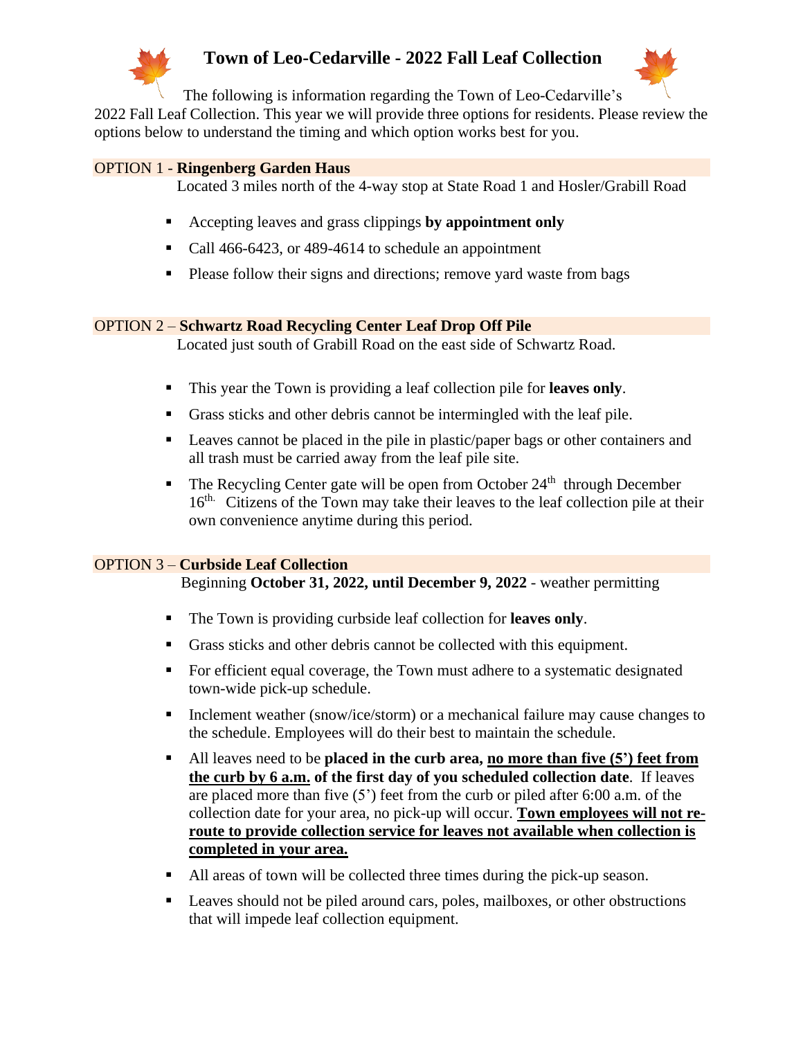# Town of Leo-Cedarville - 2022 Fall Leaf Collection

The following is information regarding the Town of Leo-Cedarville's 2022 Fall Leaf Collection. This year we will provide three options for residents. Please review the options below to understand the timing and which option works best for you.

## OPTION 1 - **Ringenberg Garden Haus**

Located 3 miles north of the 4-way stop at State Road 1 and Hosler/Grabill Road

- Accepting leaves and grass clippings **by appointment only**
- Call 466-6423, or 489-4614 to schedule an appointment
- Please follow their signs and directions; remove yard waste from bags

## OPTION 2 – **Schwartz Road Recycling Center Leaf Drop Off Pile**

Located just south of Grabill Road on the east side of Schwartz Road.

- This year the Town is providing a leaf collection pile for **leaves only**.
- Grass sticks and other debris cannot be intermingled with the leaf pile.
- Leaves cannot be placed in the pile in plastic/paper bags or other containers and all trash must be carried away from the leaf pile site.
- The Recycling Center gate will be open from October 24th through December 16th. Citizens of the Town may take their leaves to the leaf collection pile at their own convenience anytime during this period.

## OPTION 3 – **Curbside Leaf Collection**

Beginning **October 31, 2022, until December 9, 2022** - weather permitting

- The Town is providing curbside leaf collection for **leaves only**.
- Grass sticks and other debris cannot be collected with this equipment.
- For efficient equal coverage, the Town must adhere to a systematic designated town-wide pick-up schedule.
- Inclement weather (snow/ice/storm) or a mechanical failure may cause changes to the schedule. Employees will do their best to maintain the schedule.
- All leaves need to be **placed in the curb area, <u>no more than five (5') feet from the curb by 6 a.m.</u> of the first day of you scheduled collection date**. If leaves are placed more than five (5') feet from the curb or piled after 6:00 a.m. of the collection date for your area, no pick-up will occur. **<u>Town employees will not re-route to provide collection service for leaves not available when collection is completed in your area.</u>**
- All areas of town will be collected three times during the pick-up season.
- Leaves should not be piled around cars, poles, mailboxes, or other obstructions that will impede leaf collection equipment.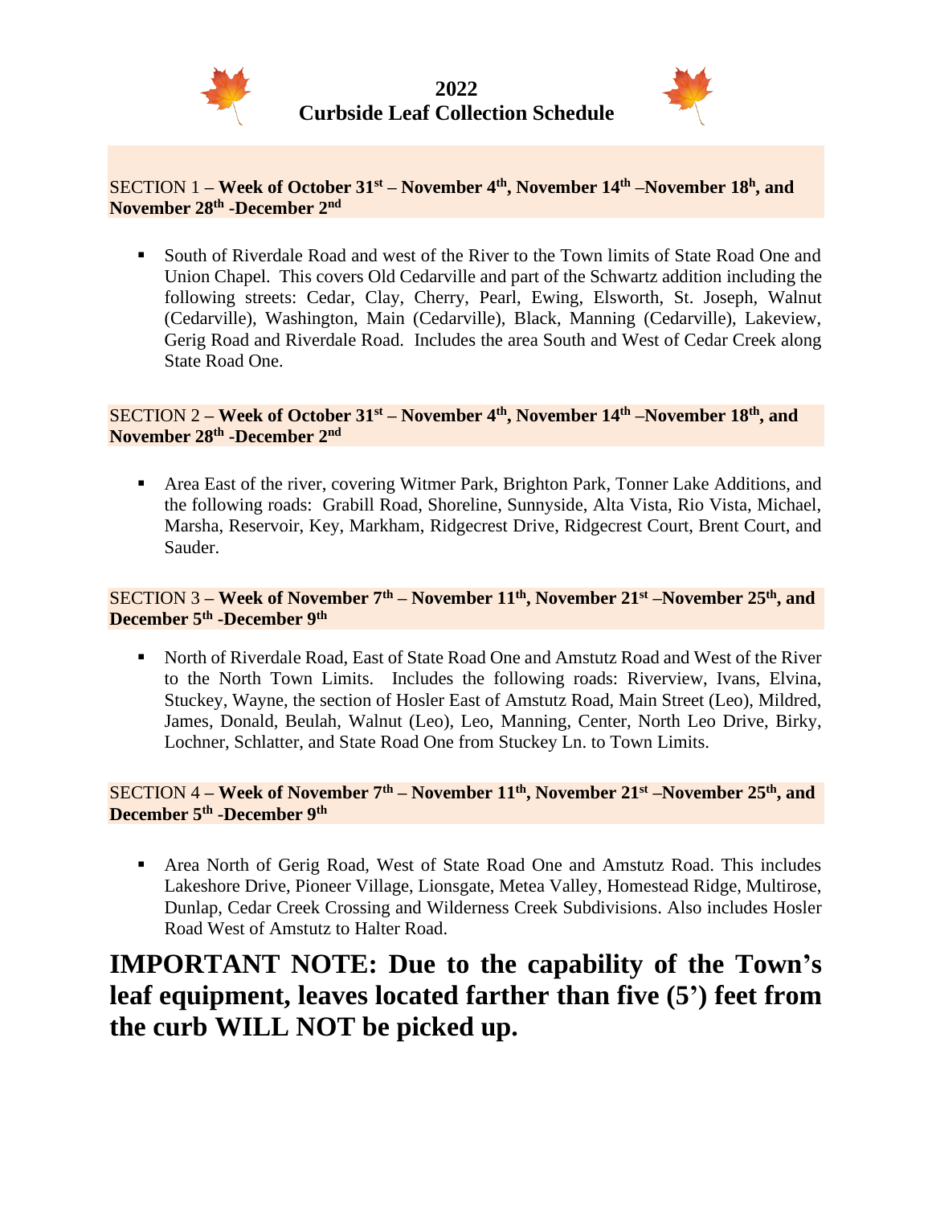# 2022 Curbside Leaf Collection Schedule

SECTION 1 – **Week of October 31st – November 4th, November 14th –November 18h, and November 28th -December 2nd**

- South of Riverdale Road and west of the River to the Town limits of State Road One and Union Chapel. This covers Old Cedarville and part of the Schwartz addition including the following streets: Cedar, Clay, Cherry, Pearl, Ewing, Elsworth, St. Joseph, Walnut (Cedarville), Washington, Main (Cedarville), Black, Manning (Cedarville), Lakeview, Gerig Road and Riverdale Road. Includes the area South and West of Cedar Creek along State Road One.

SECTION 2 – **Week of October 31st – November 4th, November 14th –November 18th, and November 28th -December 2nd**

- Area East of the river, covering Witmer Park, Brighton Park, Tonner Lake Additions, and the following roads: Grabill Road, Shoreline, Sunnyside, Alta Vista, Rio Vista, Michael, Marsha, Reservoir, Key, Markham, Ridgecrest Drive, Ridgecrest Court, Brent Court, and Sauder.

SECTION 3 – **Week of November 7th – November 11th, November 21st –November 25th, and December 5th -December 9th**

- North of Riverdale Road, East of State Road One and Amstutz Road and West of the River to the North Town Limits. Includes the following roads: Riverview, Ivans, Elvina, Stuckey, Wayne, the section of Hosler East of Amstutz Road, Main Street (Leo), Mildred, James, Donald, Beulah, Walnut (Leo), Leo, Manning, Center, North Leo Drive, Birky, Lochner, Schlatter, and State Road One from Stuckey Ln. to Town Limits.

SECTION 4 – **Week of November 7th – November 11th, November 21st –November 25th, and December 5th -December 9th**

- Area North of Gerig Road, West of State Road One and Amstutz Road. This includes Lakeshore Drive, Pioneer Village, Lionsgate, Metea Valley, Homestead Ridge, Multirose, Dunlap, Cedar Creek Crossing and Wilderness Creek Subdivisions. Also includes Hosler Road West of Amstutz to Halter Road.

## IMPORTANT NOTE: Due to the capability of the Town's leaf equipment, leaves located farther than five (5') feet from the curb WILL NOT be picked up.